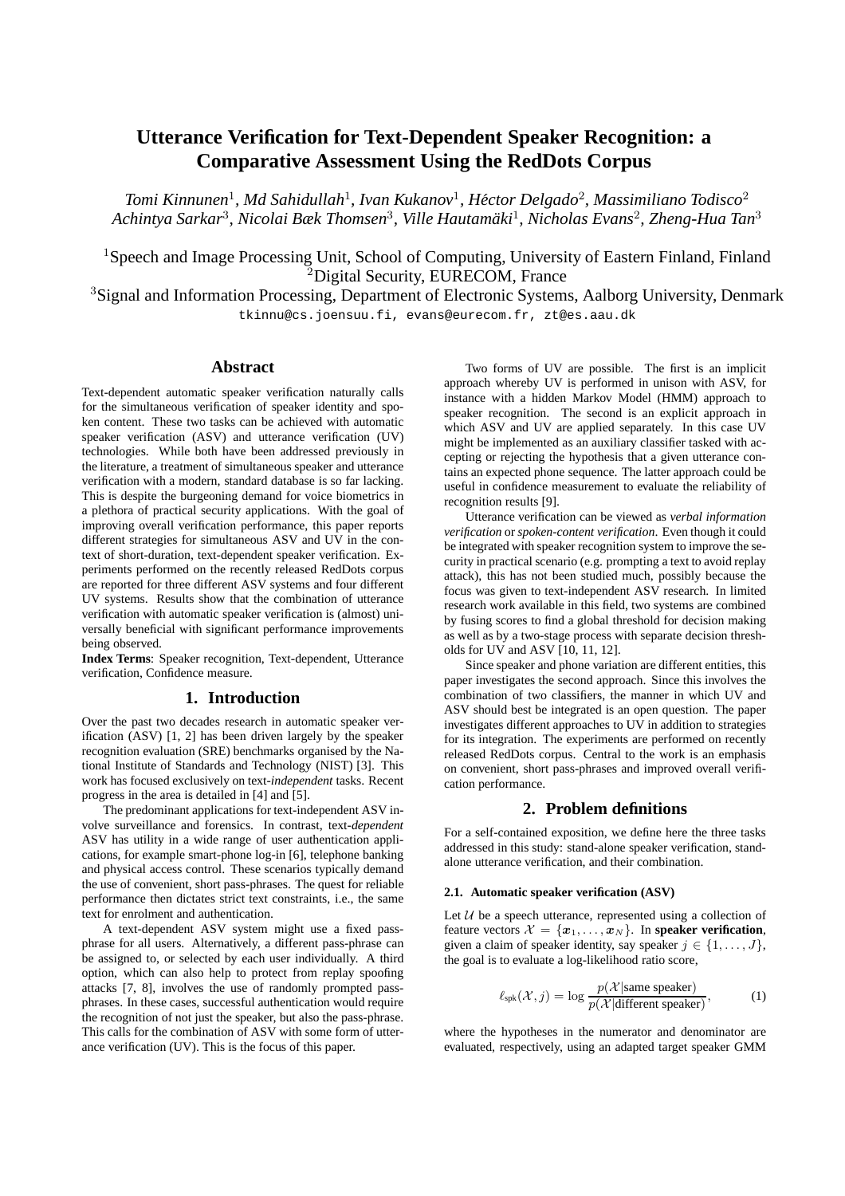# Utterance Verification for Text-Dependent Speaker Recognition: a Comparative Assessment Using the RedDots Corpus

*Tomi Kinnunen*[1], *Md Sahidullah*[1], *Ivan Kukanov*[1], *Héctor Delgado*[2], *Massimiliano Todisco*[2]
*Achintya Sarkar*[3], *Nicolai Bæk Thomsen*[3], *Ville Hautamäki*[1], *Nicholas Evans*[2], *Zheng-Hua Tan*[3]

[1]Speech and Image Processing Unit, School of Computing, University of Eastern Finland, Finland
[2]Digital Security, EURECOM, France
[3]Signal and Information Processing, Department of Electronic Systems, Aalborg University, Denmark

tkinnu@cs.joensuu.fi, evans@eurecom.fr, zt@es.aau.dk

## Abstract

Text-dependent automatic speaker verification naturally calls for the simultaneous verification of speaker identity and spoken content. These two tasks can be achieved with automatic speaker verification (ASV) and utterance verification (UV) technologies. While both have been addressed previously in the literature, a treatment of simultaneous speaker and utterance verification with a modern, standard database is so far lacking. This is despite the burgeoning demand for voice biometrics in a plethora of practical security applications. With the goal of improving overall verification performance, this paper reports different strategies for simultaneous ASV and UV in the context of short-duration, text-dependent speaker verification. Experiments performed on the recently released RedDots corpus are reported for three different ASV systems and four different UV systems. Results show that the combination of utterance verification with automatic speaker verification is (almost) universally beneficial with significant performance improvements being observed.

**Index Terms**: Speaker recognition, Text-dependent, Utterance verification, Confidence measure.

## 1. Introduction

Over the past two decades research in automatic speaker verification (ASV) [1, 2] has been driven largely by the speaker recognition evaluation (SRE) benchmarks organised by the National Institute of Standards and Technology (NIST) [3]. This work has focused exclusively on text-*independent* tasks. Recent progress in the area is detailed in [4] and [5].

The predominant applications for text-independent ASV involve surveillance and forensics. In contrast, text-*dependent* ASV has utility in a wide range of user authentication applications, for example smart-phone log-in [6], telephone banking and physical access control. These scenarios typically demand the use of convenient, short pass-phrases. The quest for reliable performance then dictates strict text constraints, i.e., the same text for enrolment and authentication.

A text-dependent ASV system might use a fixed pass-phrase for all users. Alternatively, a different pass-phrase can be assigned to, or selected by each user individually. A third option, which can also help to protect from replay spoofing attacks [7, 8], involves the use of randomly prompted pass-phrases. In these cases, successful authentication would require the recognition of not just the speaker, but also the pass-phrase. This calls for the combination of ASV with some form of utterance verification (UV). This is the focus of this paper.

Two forms of UV are possible. The first is an implicit approach whereby UV is performed in unison with ASV, for instance with a hidden Markov Model (HMM) approach to speaker recognition. The second is an explicit approach in which ASV and UV are applied separately. In this case UV might be implemented as an auxiliary classifier tasked with accepting or rejecting the hypothesis that a given utterance contains an expected phone sequence. The latter approach could be useful in confidence measurement to evaluate the reliability of recognition results [9].

Utterance verification can be viewed as *verbal information verification* or *spoken-content verification*. Even though it could be integrated with speaker recognition system to improve the security in practical scenario (e.g. prompting a text to avoid replay attack), this has not been studied much, possibly because the focus was given to text-independent ASV research. In limited research work available in this field, two systems are combined by fusing scores to find a global threshold for decision making as well as by a two-stage process with separate decision thresholds for UV and ASV [10, 11, 12].

Since speaker and phone variation are different entities, this paper investigates the second approach. Since this involves the combination of two classifiers, the manner in which UV and ASV should best be integrated is an open question. The paper investigates different approaches to UV in addition to strategies for its integration. The experiments are performed on recently released RedDots corpus. Central to the work is an emphasis on convenient, short pass-phrases and improved overall verification performance.

## 2. Problem definitions

For a self-contained exposition, we define here the three tasks addressed in this study: stand-alone speaker verification, stand-alone utterance verification, and their combination.

### 2.1. Automatic speaker verification (ASV)

Let $\mathcal{U}$ be a speech utterance, represented using a collection of feature vectors $\mathcal{X} = \{\boldsymbol{x}_1, \ldots, \boldsymbol{x}_N\}$. In **speaker verification**, given a claim of speaker identity, say speaker $j \in \{1, \ldots, J\}$, the goal is to evaluate a log-likelihood ratio score,

$$\ell_{\text{spk}}(\mathcal{X}, j) = \log \frac{p(\mathcal{X}|\text{same speaker})}{p(\mathcal{X}|\text{different speaker})}, \tag{1}$$

where the hypotheses in the numerator and denominator are evaluated, respectively, using an adapted target speaker GMM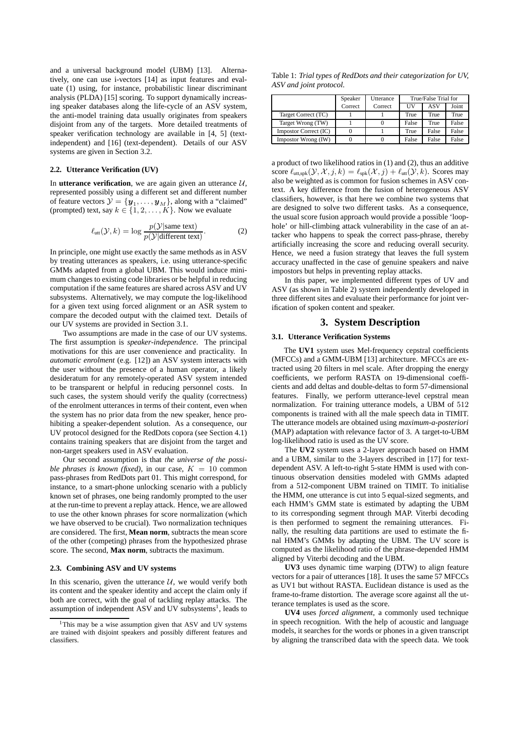and a universal background model (UBM) [13]. Alternatively, one can use i-vectors [14] as input features and evaluate (1) using, for instance, probabilistic linear discriminant analysis (PLDA) [15] scoring. To support dynamically increasing speaker databases along the life-cycle of an ASV system, the anti-model training data usually originates from speakers disjoint from any of the targets. More detailed treatments of speaker verification technology are available in [4, 5] (text-independent) and [16] (text-dependent). Details of our ASV systems are given in Section 3.2.

### 2.2. Utterance Verification (UV)

In **utterance verification**, we are again given an utterance $\mathcal{U}$, represented possibly using a different set and different number of feature vectors $\mathcal{Y} = \{\boldsymbol{y}_1, \ldots, \boldsymbol{y}_M\}$, along with a "claimed" (prompted) text, say $k \in \{1, 2, \ldots, K\}$. Now we evaluate

$$\ell_{\text{utt}}(\mathcal{Y}, k) = \log \frac{p(\mathcal{Y}|\text{same text})}{p(\mathcal{Y}|\text{different text})}. \tag{2}$$

In principle, one might use exactly the same methods as in ASV by treating utterances as speakers, i.e. using utterance-specific GMMs adapted from a global UBM. This would induce minimum changes to existing code libraries or be helpful in reducing computation if the same features are shared across ASV and UV subsystems. Alternatively, we may compute the log-likelihood for a given text using forced alignment or an ASR system to compare the decoded output with the claimed text. Details of our UV systems are provided in Section 3.1.

Two assumptions are made in the case of our UV systems. The first assumption is *speaker-independence*. The principal motivations for this are user convenience and practicality. In *automatic enrolment* (e.g. [12]) an ASV system interacts with the user without the presence of a human operator, a likely desideratum for any remotely-operated ASV system intended to be transparent or helpful in reducing personnel costs. In such cases, the system should verify the quality (correctness) of the enrolment utterances in terms of their content, even when the system has no prior data from the new speaker, hence prohibiting a speaker-dependent solution. As a consequence, our UV protocol designed for the RedDots copora (see Section 4.1) contains training speakers that are disjoint from the target and non-target speakers used in ASV evaluation.

Our second assumption is that *the universe of the possible phrases is known (fixed)*, in our case, $K = 10$ common pass-phrases from RedDots part 01. This might correspond, for instance, to a smart-phone unlocking scenario with a publicly known set of phrases, one being randomly prompted to the user at the run-time to prevent a replay attack. Hence, we are allowed to use the other known phrases for score normalization (which we have observed to be crucial). Two normalization techniques are considered. The first, **Mean norm**, subtracts the mean score of the other (competing) phrases from the hypothesized phrase score. The second, **Max norm**, subtracts the maximum.

### 2.3. Combining ASV and UV systems

In this scenario, given the utterance $\mathcal{U}$, we would verify both its content and the speaker identity and accept the claim only if both are correct, with the goal of tackling replay attacks. The assumption of independent ASV and UV subsystems[1], leads to a product of two likelihood ratios in (1) and (2), thus an additive score $\ell_{\text{utt,spk}}(\mathcal{Y}, \mathcal{X}, j, k) = \ell_{\text{spk}}(\mathcal{X}, j) + \ell_{\text{utt}}(\mathcal{Y}, k)$. Scores may also be weighted as is common for fusion schemes in ASV context. A key difference from the fusion of heterogeneous ASV classifiers, however, is that here we combine two systems that are designed to solve two different tasks. As a consequence, the usual score fusion approach would provide a possible 'loophole' or hill-climbing attack vulnerability in the case of an attacker who happens to speak the correct pass-phrase, thereby artificially increasing the score and reducing overall security. Hence, we need a fusion strategy that leaves the full system accuracy unaffected in the case of genuine speakers and naive impostors but helps in preventing replay attacks.

[1]This may be a wise assumption given that ASV and UV systems are trained with disjoint speakers and possibly different features and classifiers.

Table 1: *Trial types of RedDots and their categorization for UV, ASV and joint protocol.*

| | Speaker Correct | Utterance Correct | True/False Trial for | | |
|---|---|---|---|---|---|
| | | | UV | ASV | Joint |
| Target Correct (TC) | 1 | 1 | True | True | True |
| Target Wrong (TW) | 1 | 0 | False | True | False |
| Impostor Correct (IC) | 0 | 1 | True | False | False |
| Impostor Wrong (IW) | 0 | 0 | False | False | False |

In this paper, we implemented different types of UV and ASV (as shown in Table 2) system independently developed in three different sites and evaluate their performance for joint verification of spoken content and speaker.

## 3. System Description

### 3.1. Utterance Verification Systems

The **UV1** system uses Mel-frequency cepstral coefficients (MFCCs) and a GMM-UBM [13] architecture. MFCCs are extracted using 20 filters in mel scale. After dropping the energy coefficients, we perform RASTA on 19-dimensional coefficients and add deltas and double-deltas to form 57-dimensional features. Finally, we perform utterance-level cepstral mean normalization. For training utterance models, a UBM of 512 components is trained with all the male speech data in TIMIT. The utterance models are obtained using *maximum-a-posteriori* (MAP) adaptation with relevance factor of 3. A target-to-UBM log-likelihood ratio is used as the UV score.

The **UV2** system uses a 2-layer approach based on HMM and a UBM, similar to the 3-layers described in [17] for text-dependent ASV. A left-to-right 5-state HMM is used with continuous observation densities modeled with GMMs adapted from a 512-component UBM trained on TIMIT. To initialise the HMM, one utterance is cut into 5 equal-sized segments, and each HMM's GMM state is estimated by adapting the UBM to its corresponding segment through MAP. Viterbi decoding is then performed to segment the remaining utterances. Finally, the resulting data partitions are used to estimate the final HMM's GMMs by adapting the UBM. The UV score is computed as the likelihood ratio of the phrase-depended HMM aligned by Viterbi decoding and the UBM.

**UV3** uses dynamic time warping (DTW) to align feature vectors for a pair of utterances [18]. It uses the same 57 MFCCs as UV1 but without RASTA. Euclidean distance is used as the frame-to-frame distortion. The average score against all the utterance templates is used as the score.

**UV4** uses *forced alignment*, a commonly used technique in speech recognition. With the help of acoustic and language models, it searches for the words or phones in a given transcript by aligning the transcribed data with the speech data. We took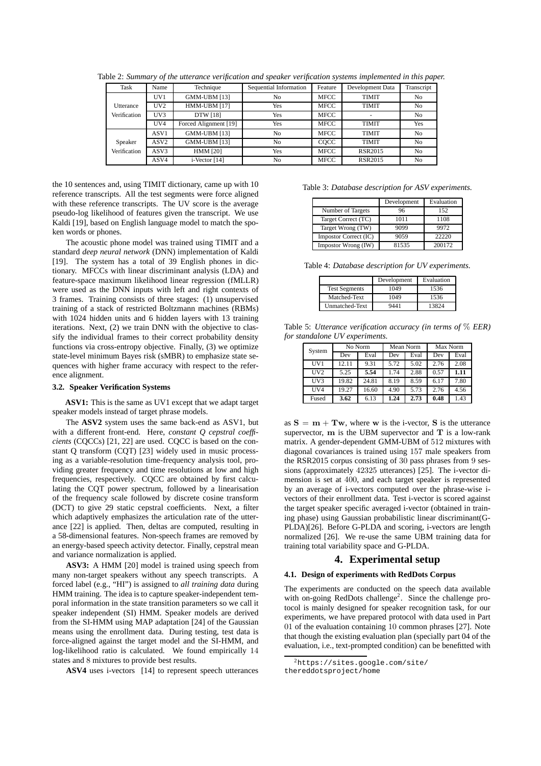Table 2: *Summary of the utterance verification and speaker verification systems implemented in this paper.*

| Task | Name | Technique | Sequential Information | Feature | Development Data | Transcript |
|---|---|---|---|---|---|---|
| Utterance Verification | UV1 | GMM-UBM [13] | No | MFCC | TIMIT | No |
| | UV2 | HMM-UBM [17] | Yes | MFCC | TIMIT | No |
| | UV3 | DTW [18] | Yes | MFCC | - | No |
| | UV4 | Forced Alignment [19] | Yes | MFCC | TIMIT | Yes |
| Speaker Verification | ASV1 | GMM-UBM [13] | No | MFCC | TIMIT | No |
| | ASV2 | GMM-UBM [13] | No | CQCC | TIMIT | No |
| | ASV3 | HMM [20] | Yes | MFCC | RSR2015 | No |
| | ASV4 | i-Vector [14] | No | MFCC | RSR2015 | No |

the 10 sentences and, using TIMIT dictionary, came up with 10 reference transcripts. All the test segments were force aligned with these reference transcripts. The UV score is the average pseudo-log likelihood of features given the transcript. We use Kaldi [19], based on English language model to match the spoken words or phones.

The acoustic phone model was trained using TIMIT and a standard *deep neural network* (DNN) implementation of Kaldi [19]. The system has a total of 39 English phones in dictionary. MFCCs with linear discriminant analysis (LDA) and feature-space maximum likelihood linear regression (fMLLR) were used as the DNN inputs with left and right contexts of 3 frames. Training consists of three stages: (1) unsupervised training of a stack of restricted Boltzmann machines (RBMs) with 1024 hidden units and 6 hidden layers with 13 training iterations. Next, (2) we train DNN with the objective to classify the individual frames to their correct probability density functions via cross-entropy objective. Finally, (3) we optimize state-level minimum Bayes risk (sMBR) to emphasize state sequences with higher frame accuracy with respect to the reference alignment.

### 3.2. Speaker Verification Systems

**ASV1:** This is the same as UV1 except that we adapt target speaker models instead of target phrase models.

The **ASV2** system uses the same back-end as ASV1, but with a different front-end. Here, *constant Q cepstral coefficients* (CQCCs) [21, 22] are used. CQCC is based on the constant Q transform (CQT) [23] widely used in music processing as a variable-resolution time-frequency analysis tool, providing greater frequency and time resolutions at low and high frequencies, respectively. CQCC are obtained by first calculating the CQT power spectrum, followed by a linearisation of the frequency scale followed by discrete cosine transform (DCT) to give 29 static cepstral coefficients. Next, a filter which adaptively emphasizes the articulation rate of the utterance [22] is applied. Then, deltas are computed, resulting in a 58-dimensional features. Non-speech frames are removed by an energy-based speech activity detector. Finally, cepstral mean and variance normalization is applied.

**ASV3:** A HMM [20] model is trained using speech from many non-target speakers without any speech transcripts. A forced label (e.g., "HI") is assigned to *all training data* during HMM training. The idea is to capture speaker-independent temporal information in the state transition parameters so we call it speaker independent (SI) HMM. Speaker models are derived from the SI-HMM using MAP adaptation [24] of the Gaussian means using the enrollment data. During testing, test data is force-aligned against the target model and the SI-HMM, and log-likelihood ratio is calculated. We found empirically 14 states and 8 mixtures to provide best results.

**ASV4** uses i-vectors [14] to represent speech utterances as $\mathbf{S} = \mathbf{m} + \mathbf{T}\mathbf{w}$, where $\mathbf{w}$ is the i-vector, $\mathbf{S}$ is the utterance supervector, $\mathbf{m}$ is the UBM supervector and $\mathbf{T}$ is a low-rank matrix. A gender-dependent GMM-UBM of 512 mixtures with diagonal covariances is trained using 157 male speakers from the RSR2015 corpus consisting of 30 pass phrases from 9 sessions (approximately 42325 utterances) [25]. The i-vector dimension is set at 400, and each target speaker is represented by an average of i-vectors computed over the phrase-wise i-vectors of their enrollment data. Test i-vector is scored against the target speaker specific averaged i-vector (obtained in training phase) using Gaussian probabilistic linear discriminant(G-PLDA)[26]. Before G-PLDA and scoring, i-vectors are length normalized [26]. We re-use the same UBM training data for training total variability space and G-PLDA.

Table 3: *Database description for ASV experiments.*

| | Development | Evaluation |
|---|---|---|
| Number of Targets | 96 | 152 |
| Target Correct (TC) | 1011 | 1108 |
| Target Wrong (TW) | 9099 | 9972 |
| Impostor Correct (IC) | 9059 | 22220 |
| Impostor Wrong (IW) | 81535 | 200172 |

Table 4: *Database description for UV experiments.*

| | Development | Evaluation |
|---|---|---|
| Test Segments | 1049 | 1536 |
| Matched-Text | 1049 | 1536 |
| Unmatched-Text | 9441 | 13824 |

Table 5: *Utterance verification accuracy (in terms of % EER) for standalone UV experiments.*

| System | No Norm | | Mean Norm | | Max Norm | |
|---|---|---|---|---|---|---|
| | Dev | Eval | Dev | Eval | Dev | Eval |
| UV1 | 12.11 | 9.31 | 5.72 | 5.02 | 2.76 | 2.08 |
| UV2 | 5.25 | **5.54** | 1.74 | 2.88 | 0.57 | **1.11** |
| UV3 | 19.82 | 24.81 | 8.19 | 8.59 | 6.17 | 7.80 |
| UV4 | 19.27 | 16.60 | 4.90 | 5.73 | 2.76 | 4.56 |
| Fused | **3.62** | 6.13 | **1.24** | **2.73** | **0.48** | 1.43 |

## 4. Experimental setup

### 4.1. Design of experiments with RedDots Corpus

The experiments are conducted on the speech data available with on-going RedDots challenge[2]. Since the challenge protocol is mainly designed for speaker recognition task, for our experiments, we have prepared protocol with data used in Part 01 of the evaluation containing 10 common phrases [27]. Note that though the existing evaluation plan (specially part 04 of the evaluation, i.e., text-prompted condition) can be benefitted with

[2] https://sites.google.com/site/thereddotsproject/home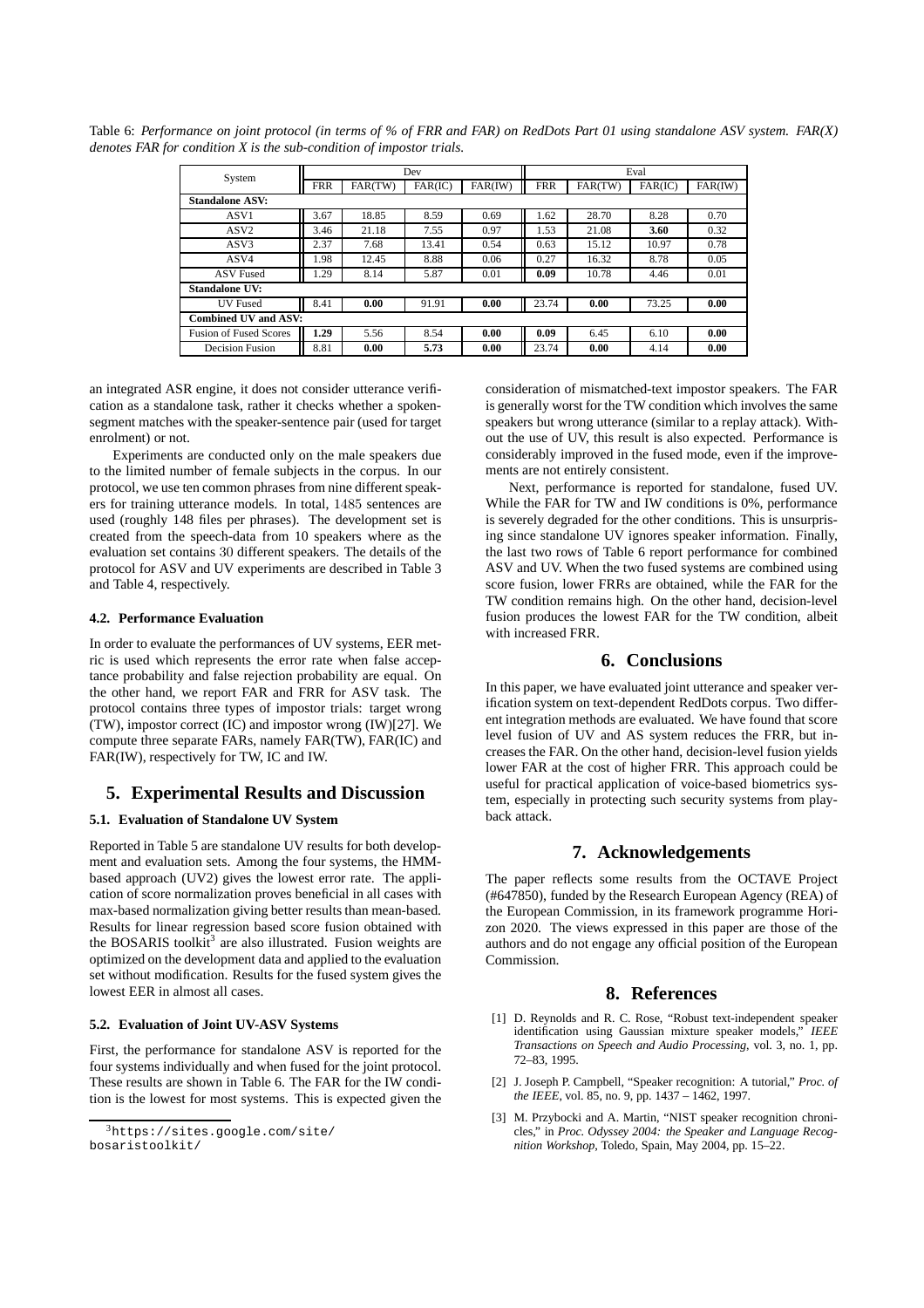Table 6: *Performance on joint protocol (in terms of % of FRR and FAR) on RedDots Part 01 using standalone ASV system. FAR(X) denotes FAR for condition X is the sub-condition of impostor trials.*

| System | Dev | | | | Eval | | | |
|---|---|---|---|---|---|---|---|---|
| | FRR | FAR(TW) | FAR(IC) | FAR(IW) | FRR | FAR(TW) | FAR(IC) | FAR(IW) |
| **Standalone ASV:** | | | | | | | | |
| ASV1 | 3.67 | 18.85 | 8.59 | 0.69 | 1.62 | 28.70 | 8.28 | 0.70 |
| ASV2 | 3.46 | 21.18 | 7.55 | 0.97 | 1.53 | 21.08 | **3.60** | 0.32 |
| ASV3 | 2.37 | 7.68 | 13.41 | 0.54 | 0.63 | 15.12 | 10.97 | 0.78 |
| ASV4 | 1.98 | 12.45 | 8.88 | 0.06 | 0.27 | 16.32 | 8.78 | 0.05 |
| ASV Fused | 1.29 | 8.14 | 5.87 | 0.01 | **0.09** | 10.78 | 4.46 | 0.01 |
| **Standalone UV:** | | | | | | | | |
| UV Fused | 8.41 | **0.00** | 91.91 | **0.00** | 23.74 | **0.00** | 73.25 | **0.00** |
| **Combined UV and ASV:** | | | | | | | | |
| Fusion of Fused Scores | **1.29** | 5.56 | 8.54 | **0.00** | **0.09** | 6.45 | 6.10 | **0.00** |
| Decision Fusion | 8.81 | **0.00** | **5.73** | **0.00** | 23.74 | **0.00** | 4.14 | **0.00** |

an integrated ASR engine, it does not consider utterance verification as a standalone task, rather it checks whether a spoken-segment matches with the speaker-sentence pair (used for target enrolment) or not.

Experiments are conducted only on the male speakers due to the limited number of female subjects in the corpus. In our protocol, we use ten common phrases from nine different speakers for training utterance models. In total, 1485 sentences are used (roughly 148 files per phrases). The development set is created from the speech-data from 10 speakers where as the evaluation set contains 30 different speakers. The details of the protocol for ASV and UV experiments are described in Table 3 and Table 4, respectively.

### 4.2. Performance Evaluation

In order to evaluate the performances of UV systems, EER metric is used which represents the error rate when false acceptance probability and false rejection probability are equal. On the other hand, we report FAR and FRR for ASV task. The protocol contains three types of impostor trials: target wrong (TW), impostor correct (IC) and impostor wrong (IW)[27]. We compute three separate FARs, namely FAR(TW), FAR(IC) and FAR(IW), respectively for TW, IC and IW.

## 5. Experimental Results and Discussion

### 5.1. Evaluation of Standalone UV System

Reported in Table 5 are standalone UV results for both development and evaluation sets. Among the four systems, the HMM-based approach (UV2) gives the lowest error rate. The application of score normalization proves beneficial in all cases with max-based normalization giving better results than mean-based. Results for linear regression based score fusion obtained with the BOSARIS toolkit[3] are also illustrated. Fusion weights are optimized on the development data and applied to the evaluation set without modification. Results for the fused system gives the lowest EER in almost all cases.

### 5.2. Evaluation of Joint UV-ASV Systems

First, the performance for standalone ASV is reported for the four systems individually and when fused for the joint protocol. These results are shown in Table 6. The FAR for the IW condition is the lowest for most systems. This is expected given the consideration of mismatched-text impostor speakers. The FAR is generally worst for the TW condition which involves the same speakers but wrong utterance (similar to a replay attack). Without the use of UV, this result is also expected. Performance is considerably improved in the fused mode, even if the improvements are not entirely consistent.

Next, performance is reported for standalone, fused UV. While the FAR for TW and IW conditions is 0%, performance is severely degraded for the other conditions. This is unsurprising since standalone UV ignores speaker information. Finally, the last two rows of Table 6 report performance for combined ASV and UV. When the two fused systems are combined using score fusion, lower FRRs are obtained, while the FAR for the TW condition remains high. On the other hand, decision-level fusion produces the lowest FAR for the TW condition, albeit with increased FRR.

## 6. Conclusions

In this paper, we have evaluated joint utterance and speaker verification system on text-dependent RedDots corpus. Two different integration methods are evaluated. We have found that score level fusion of UV and AS system reduces the FRR, but increases the FAR. On the other hand, decision-level fusion yields lower FAR at the cost of higher FRR. This approach could be useful for practical application of voice-based biometrics system, especially in protecting such security systems from playback attack.

## 7. Acknowledgements

The paper reflects some results from the OCTAVE Project (#647850), funded by the Research European Agency (REA) of the European Commission, in its framework programme Horizon 2020. The views expressed in this paper are those of the authors and do not engage any official position of the European Commission.

## 8. References

[1] D. Reynolds and R. C. Rose, "Robust text-independent speaker identification using Gaussian mixture speaker models," *IEEE Transactions on Speech and Audio Processing*, vol. 3, no. 1, pp. 72–83, 1995.

[2] J. Joseph P. Campbell, "Speaker recognition: A tutorial," *Proc. of the IEEE*, vol. 85, no. 9, pp. 1437 – 1462, 1997.

[3] M. Przybocki and A. Martin, "NIST speaker recognition chronicles," in *Proc. Odyssey 2004: the Speaker and Language Recognition Workshop*, Toledo, Spain, May 2004, pp. 15–22.

[3] https://sites.google.com/site/bosaristoolkit/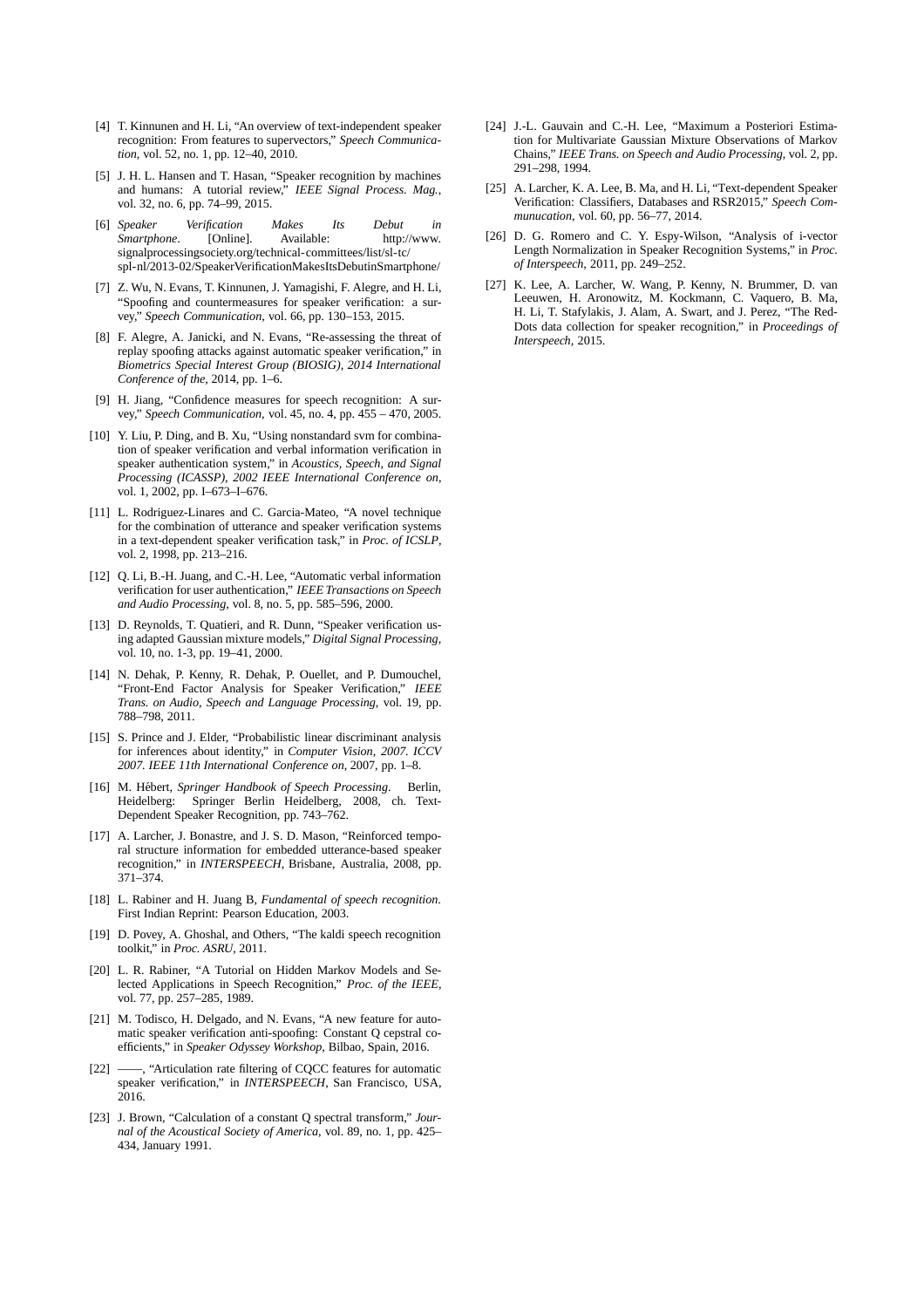[4] T. Kinnunen and H. Li, "An overview of text-independent speaker recognition: From features to supervectors," *Speech Communication*, vol. 52, no. 1, pp. 12–40, 2010.

[5] J. H. L. Hansen and T. Hasan, "Speaker recognition by machines and humans: A tutorial review," *IEEE Signal Process. Mag.*, vol. 32, no. 6, pp. 74–99, 2015.

[6] *Speaker Verification Makes Its Debut in Smartphone*. [Online]. Available: http://www.signalprocessingsociety.org/technical-committees/list/sl-tc/spl-nl/2013-02/SpeakerVerificationMakesItsDebutinSmartphone/

[7] Z. Wu, N. Evans, T. Kinnunen, J. Yamagishi, F. Alegre, and H. Li, "Spoofing and countermeasures for speaker verification: a survey," *Speech Communication*, vol. 66, pp. 130–153, 2015.

[8] F. Alegre, A. Janicki, and N. Evans, "Re-assessing the threat of replay spoofing attacks against automatic speaker verification," in *Biometrics Special Interest Group (BIOSIG), 2014 International Conference of the*, 2014, pp. 1–6.

[9] H. Jiang, "Confidence measures for speech recognition: A survey," *Speech Communication*, vol. 45, no. 4, pp. 455 – 470, 2005.

[10] Y. Liu, P. Ding, and B. Xu, "Using nonstandard svm for combination of speaker verification and verbal information verification in speaker authentication system," in *Acoustics, Speech, and Signal Processing (ICASSP), 2002 IEEE International Conference on*, vol. 1, 2002, pp. I–673–I–676.

[11] L. Rodriguez-Linares and C. Garcia-Mateo, "A novel technique for the combination of utterance and speaker verification systems in a text-dependent speaker verification task," in *Proc. of ICSLP*, vol. 2, 1998, pp. 213–216.

[12] Q. Li, B.-H. Juang, and C.-H. Lee, "Automatic verbal information verification for user authentication," *IEEE Transactions on Speech and Audio Processing*, vol. 8, no. 5, pp. 585–596, 2000.

[13] D. Reynolds, T. Quatieri, and R. Dunn, "Speaker verification using adapted Gaussian mixture models," *Digital Signal Processing*, vol. 10, no. 1-3, pp. 19–41, 2000.

[14] N. Dehak, P. Kenny, R. Dehak, P. Ouellet, and P. Dumouchel, "Front-End Factor Analysis for Speaker Verification," *IEEE Trans. on Audio, Speech and Language Processing*, vol. 19, pp. 788–798, 2011.

[15] S. Prince and J. Elder, "Probabilistic linear discriminant analysis for inferences about identity," in *Computer Vision, 2007. ICCV 2007. IEEE 11th International Conference on*, 2007, pp. 1–8.

[16] M. Hébert, *Springer Handbook of Speech Processing*. Berlin, Heidelberg: Springer Berlin Heidelberg, 2008, ch. Text-Dependent Speaker Recognition, pp. 743–762.

[17] A. Larcher, J. Bonastre, and J. S. D. Mason, "Reinforced temporal structure information for embedded utterance-based speaker recognition," in *INTERSPEECH*, Brisbane, Australia, 2008, pp. 371–374.

[18] L. Rabiner and H. Juang B, *Fundamental of speech recognition*. First Indian Reprint: Pearson Education, 2003.

[19] D. Povey, A. Ghoshal, and Others, "The kaldi speech recognition toolkit," in *Proc. ASRU*, 2011.

[20] L. R. Rabiner, "A Tutorial on Hidden Markov Models and Selected Applications in Speech Recognition," *Proc. of the IEEE*, vol. 77, pp. 257–285, 1989.

[21] M. Todisco, H. Delgado, and N. Evans, "A new feature for automatic speaker verification anti-spoofing: Constant Q cepstral coefficients," in *Speaker Odyssey Workshop*, Bilbao, Spain, 2016.

[22] ——, "Articulation rate filtering of CQCC features for automatic speaker verification," in *INTERSPEECH*, San Francisco, USA, 2016.

[23] J. Brown, "Calculation of a constant Q spectral transform," *Journal of the Acoustical Society of America*, vol. 89, no. 1, pp. 425–434, January 1991.

[24] J.-L. Gauvain and C.-H. Lee, "Maximum a Posteriori Estimation for Multivariate Gaussian Mixture Observations of Markov Chains," *IEEE Trans. on Speech and Audio Processing*, vol. 2, pp. 291–298, 1994.

[25] A. Larcher, K. A. Lee, B. Ma, and H. Li, "Text-dependent Speaker Verification: Classifiers, Databases and RSR2015," *Speech Communucation*, vol. 60, pp. 56–77, 2014.

[26] D. G. Romero and C. Y. Espy-Wilson, "Analysis of i-vector Length Normalization in Speaker Recognition Systems," in *Proc. of Interspeech*, 2011, pp. 249–252.

[27] K. Lee, A. Larcher, W. Wang, P. Kenny, N. Brummer, D. van Leeuwen, H. Aronowitz, M. Kockmann, C. Vaquero, B. Ma, H. Li, T. Stafylakis, J. Alam, A. Swart, and J. Perez, "The RedDots data collection for speaker recognition," in *Proceedings of Interspeech*, 2015.